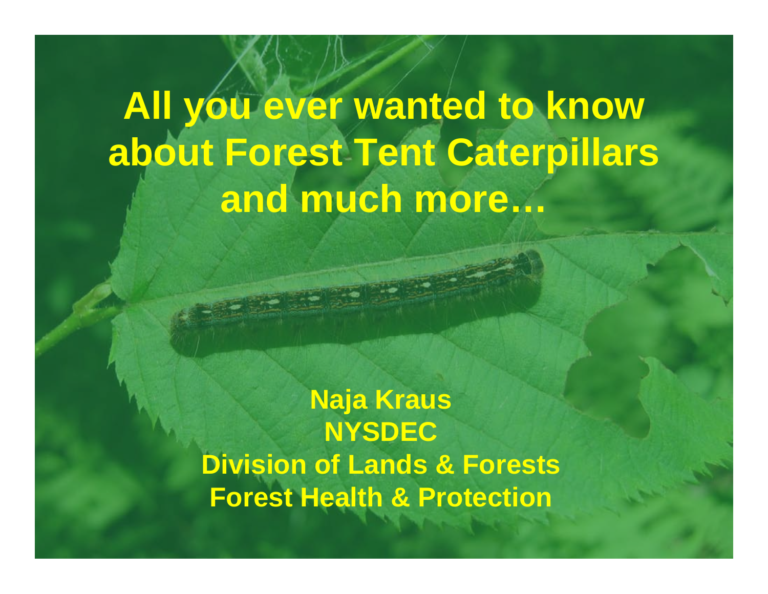# All you ever wanted to know about Forest Tent Caterpillars and much more…

**Naja Kraus**
**NYSDEC**
**Division of Lands & Forests**
**Forest Health & Protection**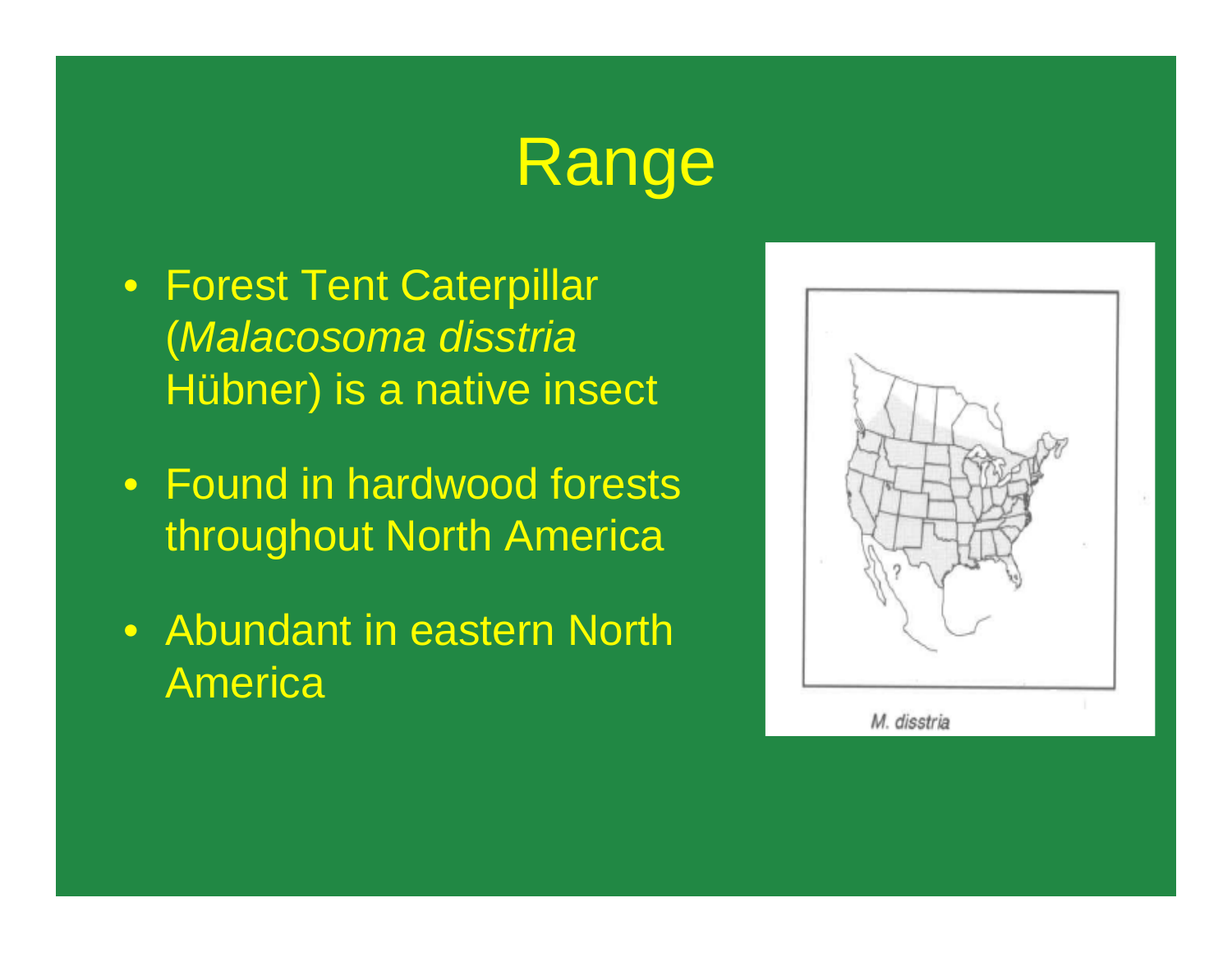# Range

- Forest Tent Caterpillar (*Malacosoma disstria* Hübner) is a native insect
- Found in hardwood forests throughout North America
- Abundant in eastern North America

*M. disstria*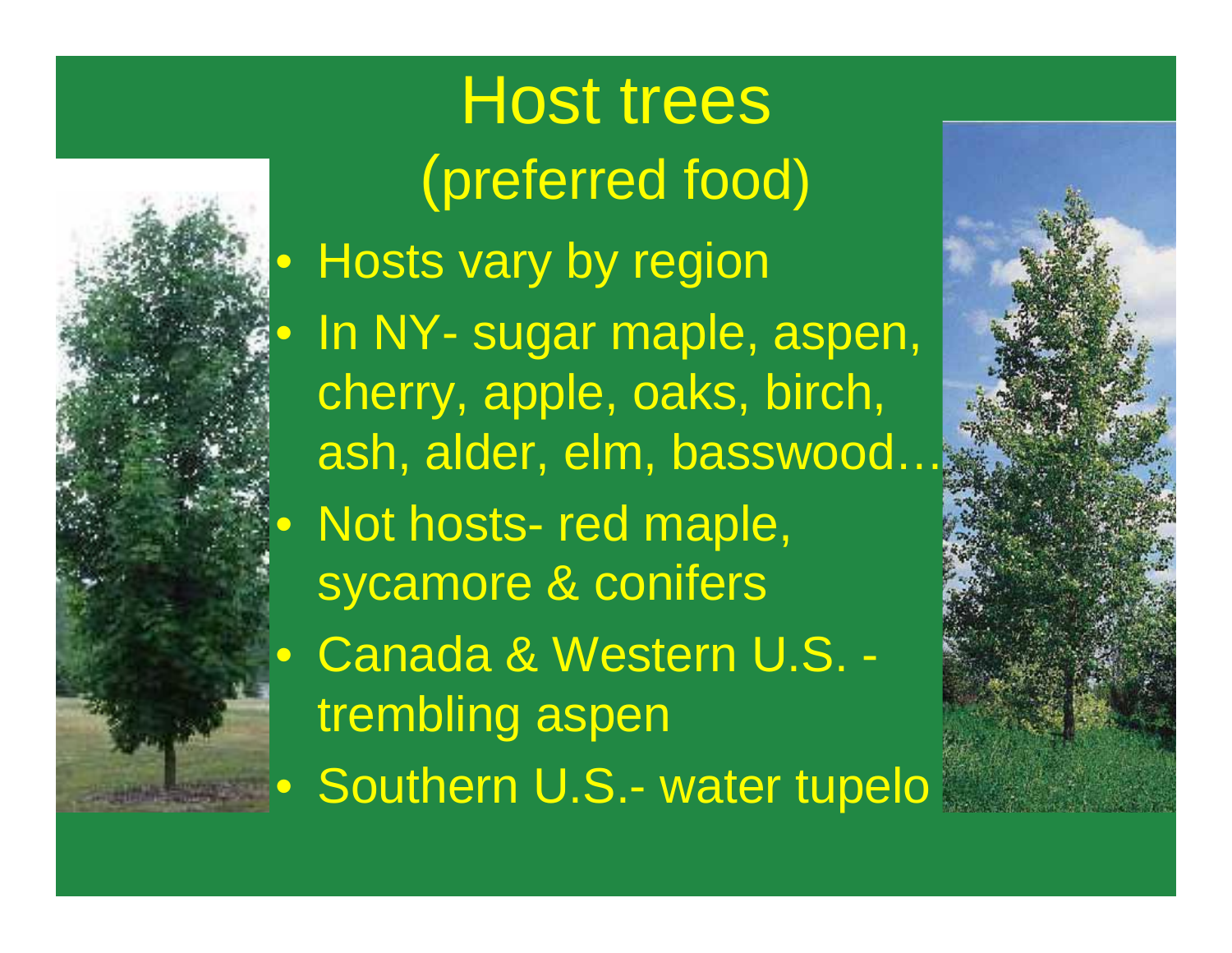# Host trees (preferred food)

- Hosts vary by region
- In NY- sugar maple, aspen, cherry, apple, oaks, birch, ash, alder, elm, basswood…
- Not hosts- red maple, sycamore & conifers
- Canada & Western U.S. - trembling aspen
- Southern U.S.- water tupelo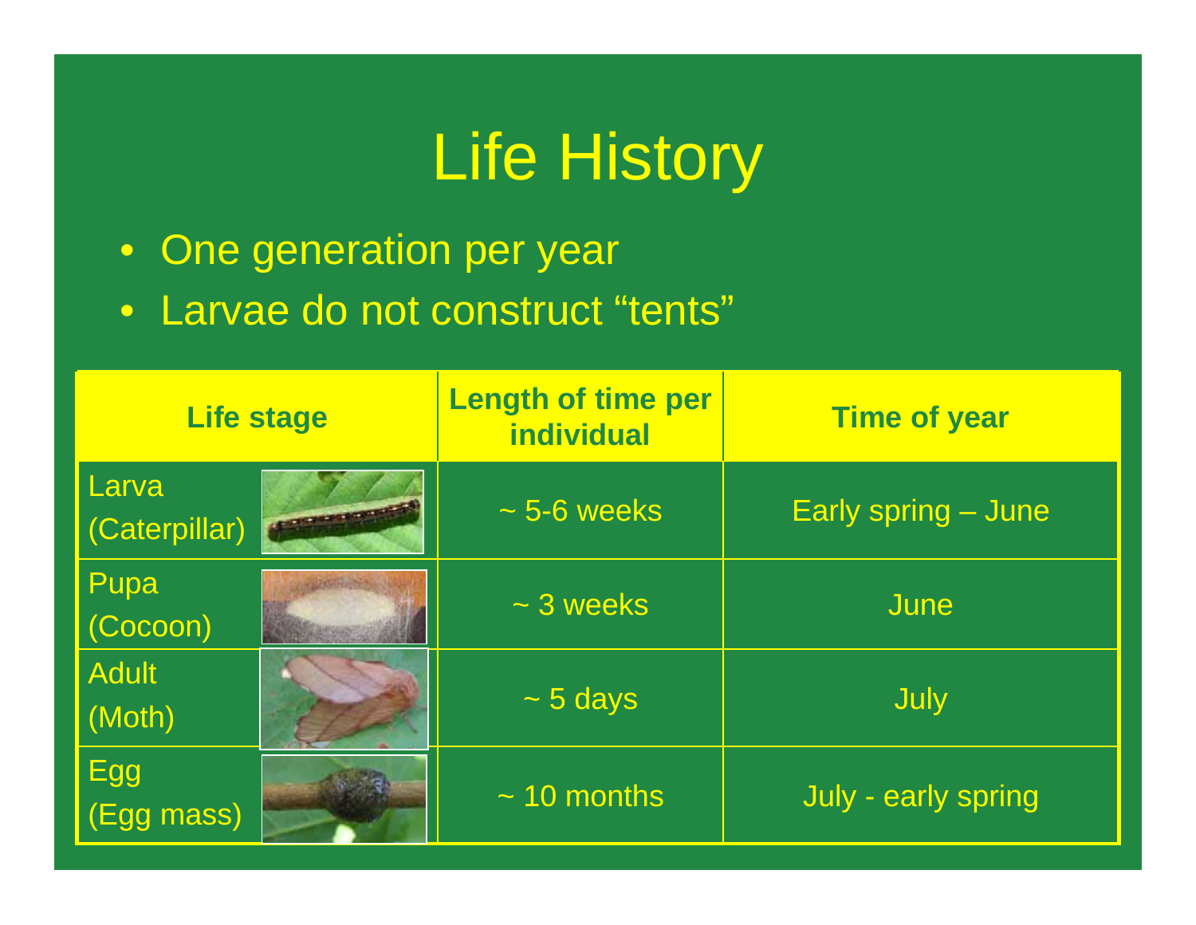# Life History

- One generation per year
- Larvae do not construct "tents"

| Life stage | Length of time per individual | Time of year |
|---|---|---|
| Larva (Caterpillar) | ~ 5-6 weeks | Early spring – June |
| Pupa (Cocoon) | ~ 3 weeks | June |
| Adult (Moth) | ~ 5 days | July |
| Egg (Egg mass) | ~ 10 months | July - early spring |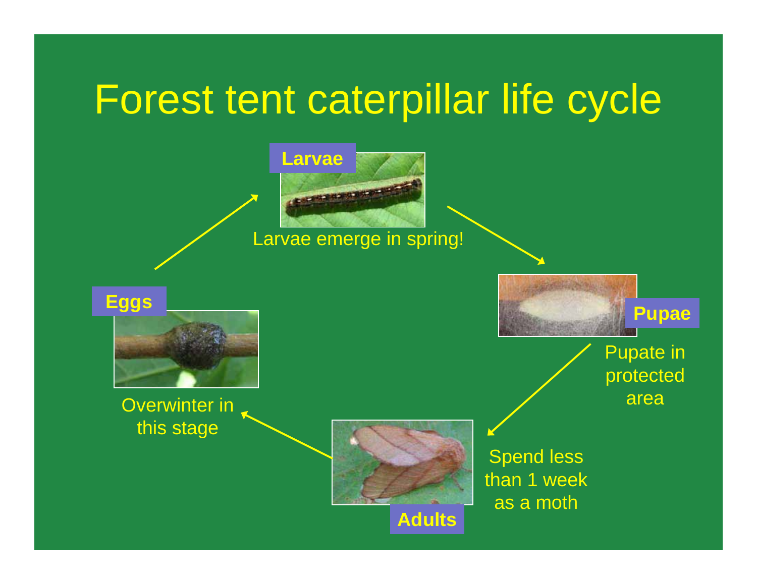# Forest tent caterpillar life cycle

**Larvae**

Larvae emerge in spring!

**Pupae**

Pupate in protected area

**Adults**

Spend less than 1 week as a moth

**Eggs**

Overwinter in this stage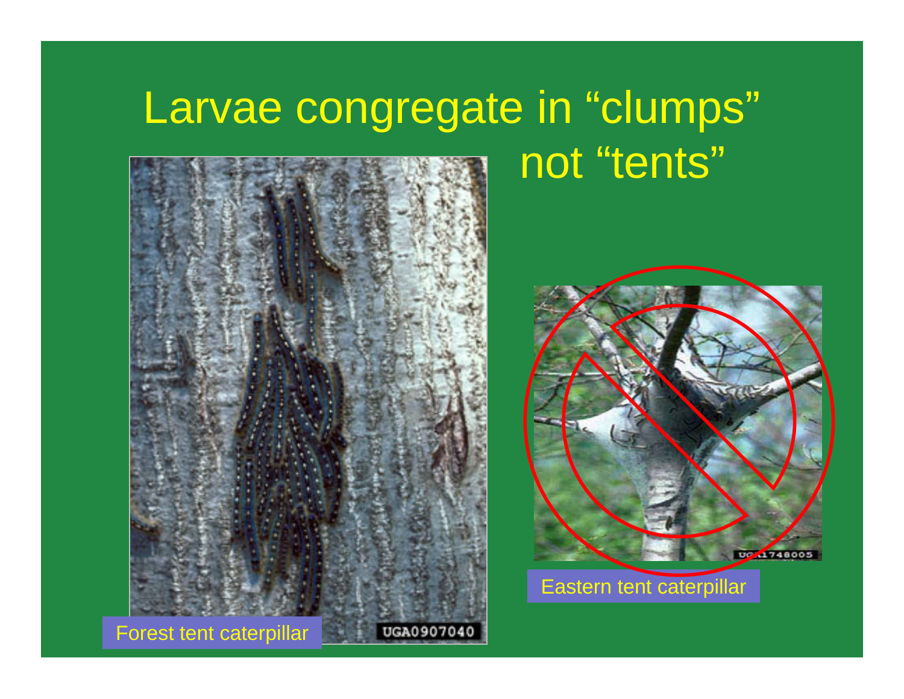# Larvae congregate in "clumps" not "tents"

Forest tent caterpillar

Eastern tent caterpillar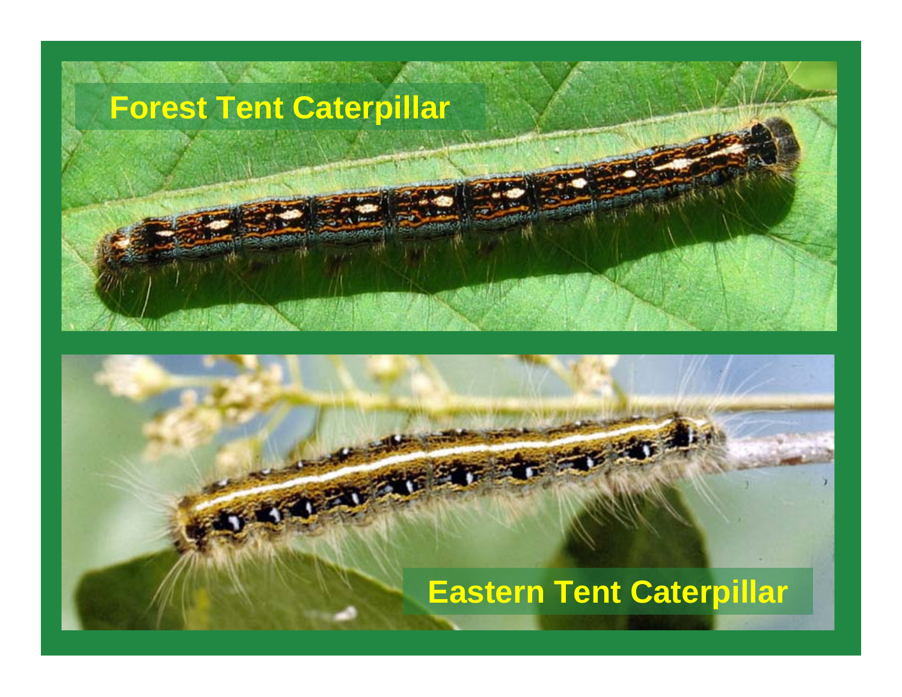Forest Tent Caterpillar

Eastern Tent Caterpillar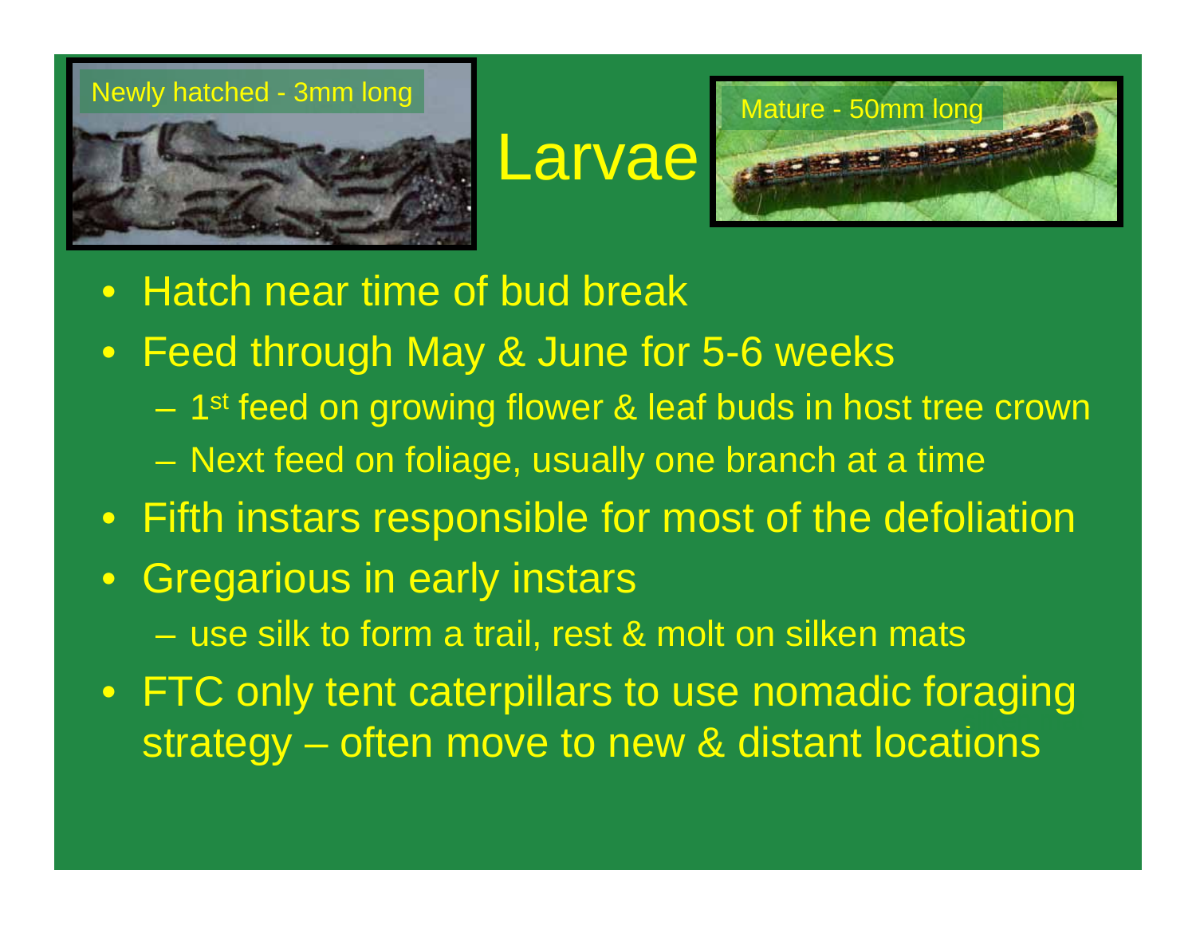Newly hatched - 3mm long

# Larvae

Mature - 50mm long

- Hatch near time of bud break
- Feed through May & June for 5-6 weeks
  - 1st feed on growing flower & leaf buds in host tree crown
  - Next feed on foliage, usually one branch at a time
- Fifth instars responsible for most of the defoliation
- Gregarious in early instars
  - use silk to form a trail, rest & molt on silken mats
- FTC only tent caterpillars to use nomadic foraging strategy – often move to new & distant locations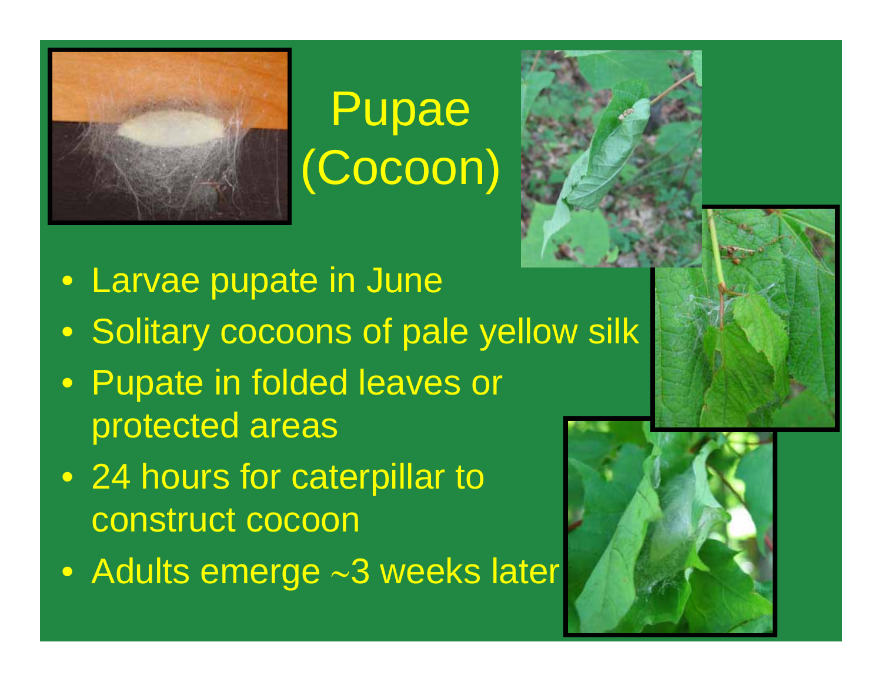# Pupae (Cocoon)

- Larvae pupate in June
- Solitary cocoons of pale yellow silk
- Pupate in folded leaves or protected areas
- 24 hours for caterpillar to construct cocoon
- Adults emerge ~3 weeks later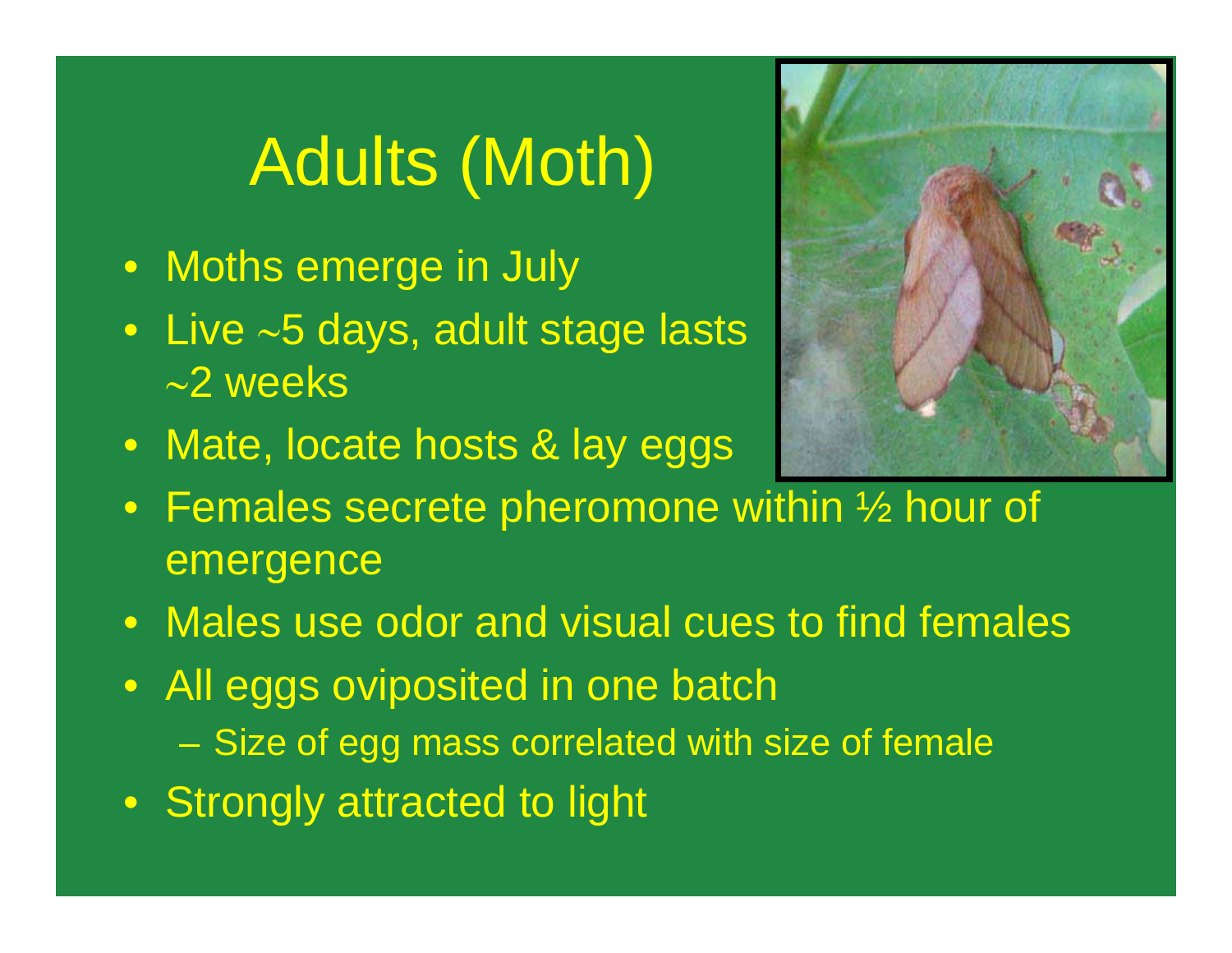# Adults (Moth)

- Moths emerge in July
- Live ~5 days, adult stage lasts ~2 weeks
- Mate, locate hosts & lay eggs
- Females secrete pheromone within ½ hour of emergence
- Males use odor and visual cues to find females
- All eggs oviposited in one batch
  - Size of egg mass correlated with size of female
- Strongly attracted to light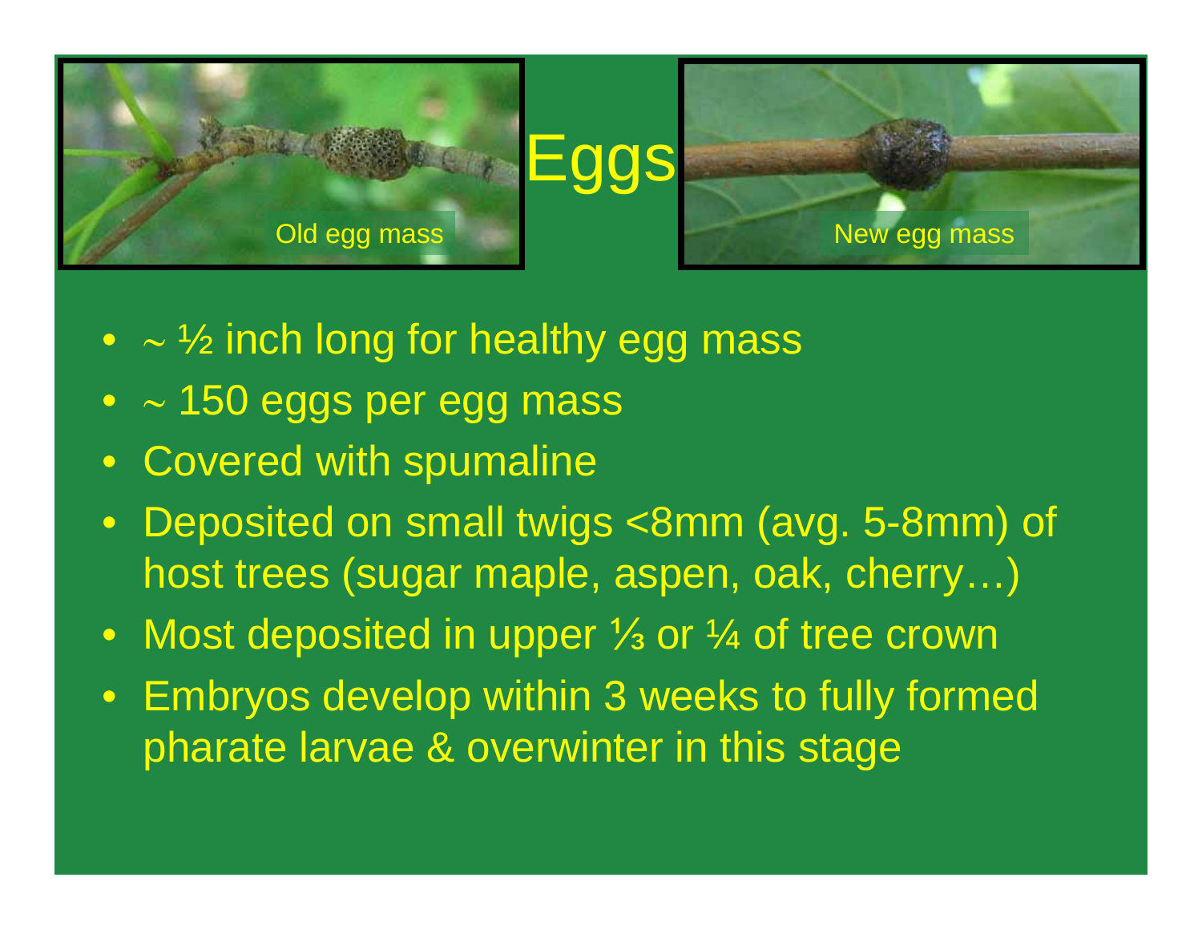# Eggs

Old egg mass

New egg mass

- ~ ½ inch long for healthy egg mass
- ~ 150 eggs per egg mass
- Covered with spumaline
- Deposited on small twigs <8mm (avg. 5-8mm) of host trees (sugar maple, aspen, oak, cherry…)
- Most deposited in upper ⅓ or ¼ of tree crown
- Embryos develop within 3 weeks to fully formed pharate larvae & overwinter in this stage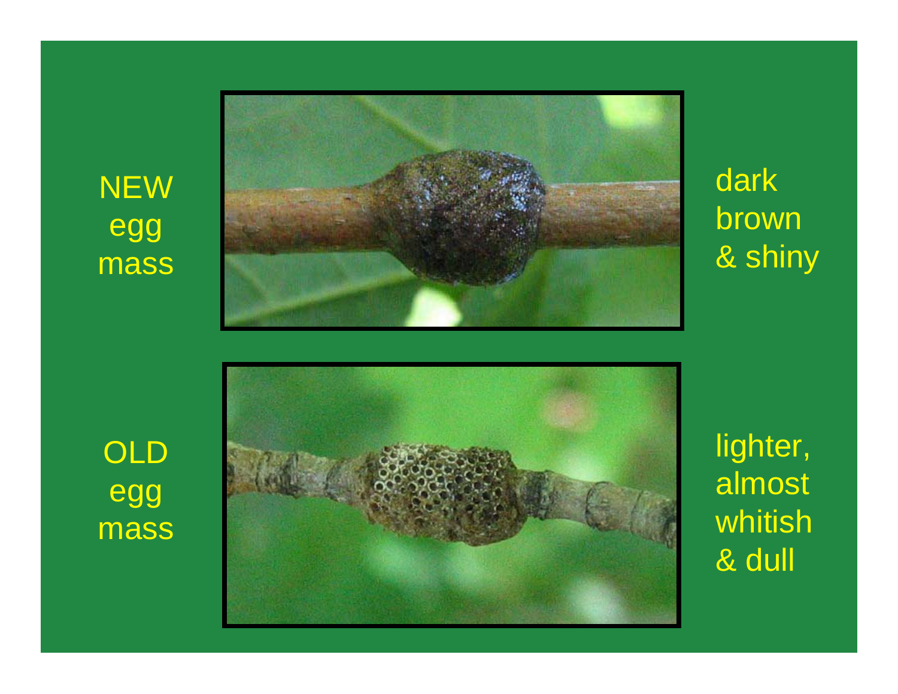NEW egg mass

dark brown & shiny

OLD egg mass

lighter, almost whitish & dull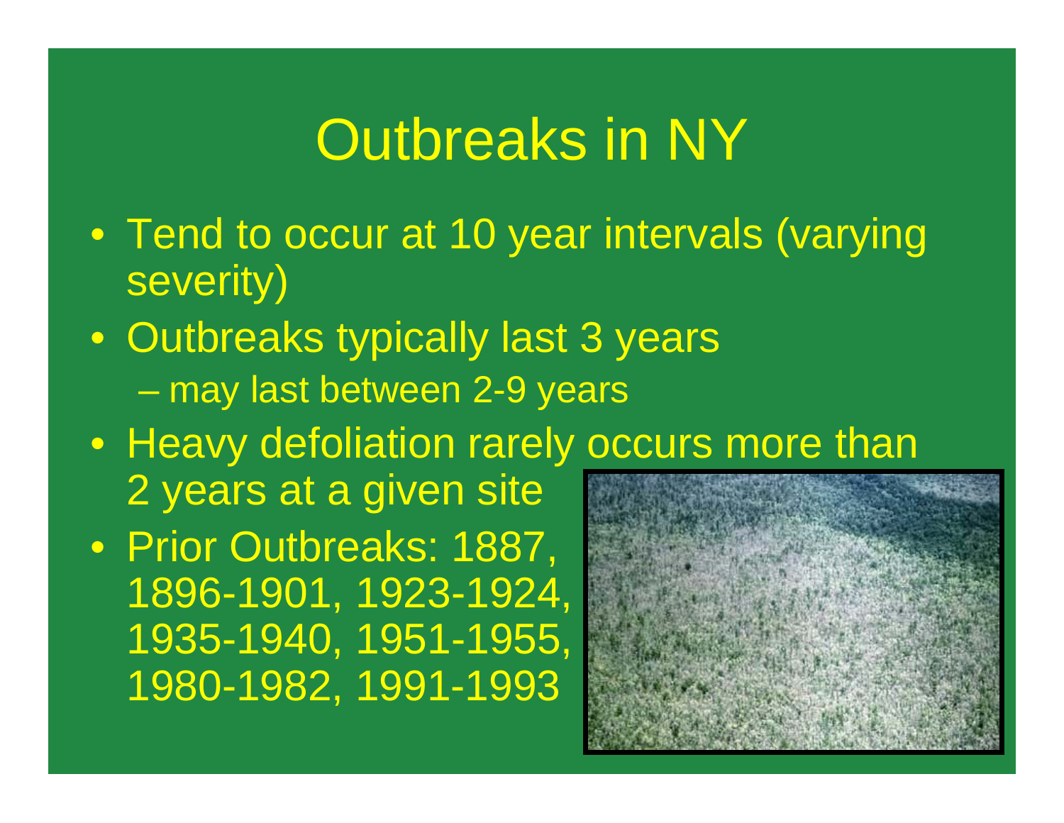# Outbreaks in NY

- Tend to occur at 10 year intervals (varying severity)
- Outbreaks typically last 3 years
  - may last between 2-9 years
- Heavy defoliation rarely occurs more than 2 years at a given site
- Prior Outbreaks: 1887, 1896-1901, 1923-1924, 1935-1940, 1951-1955, 1980-1982, 1991-1993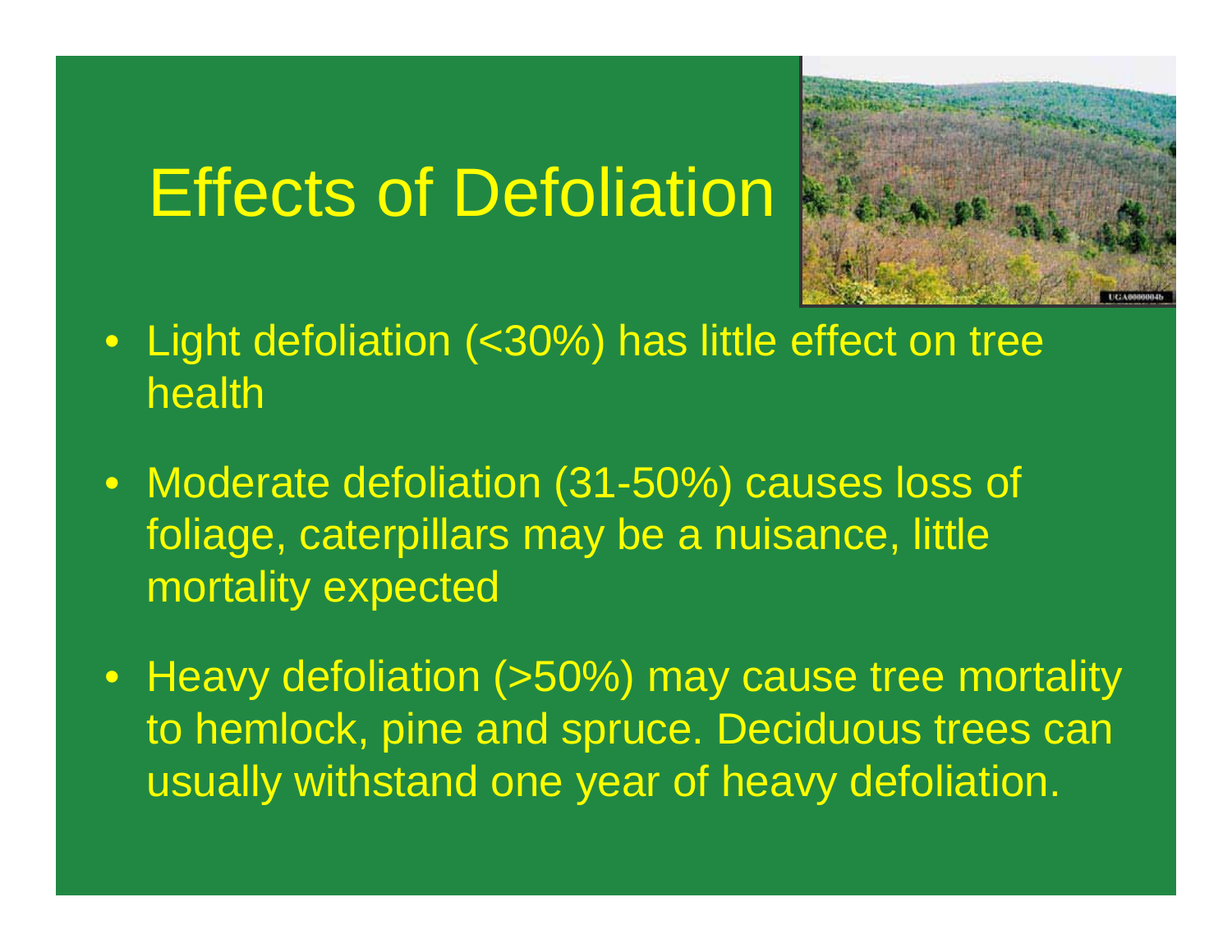# Effects of Defoliation

- Light defoliation (<30%) has little effect on tree health
- Moderate defoliation (31-50%) causes loss of foliage, caterpillars may be a nuisance, little mortality expected
- Heavy defoliation (>50%) may cause tree mortality to hemlock, pine and spruce. Deciduous trees can usually withstand one year of heavy defoliation.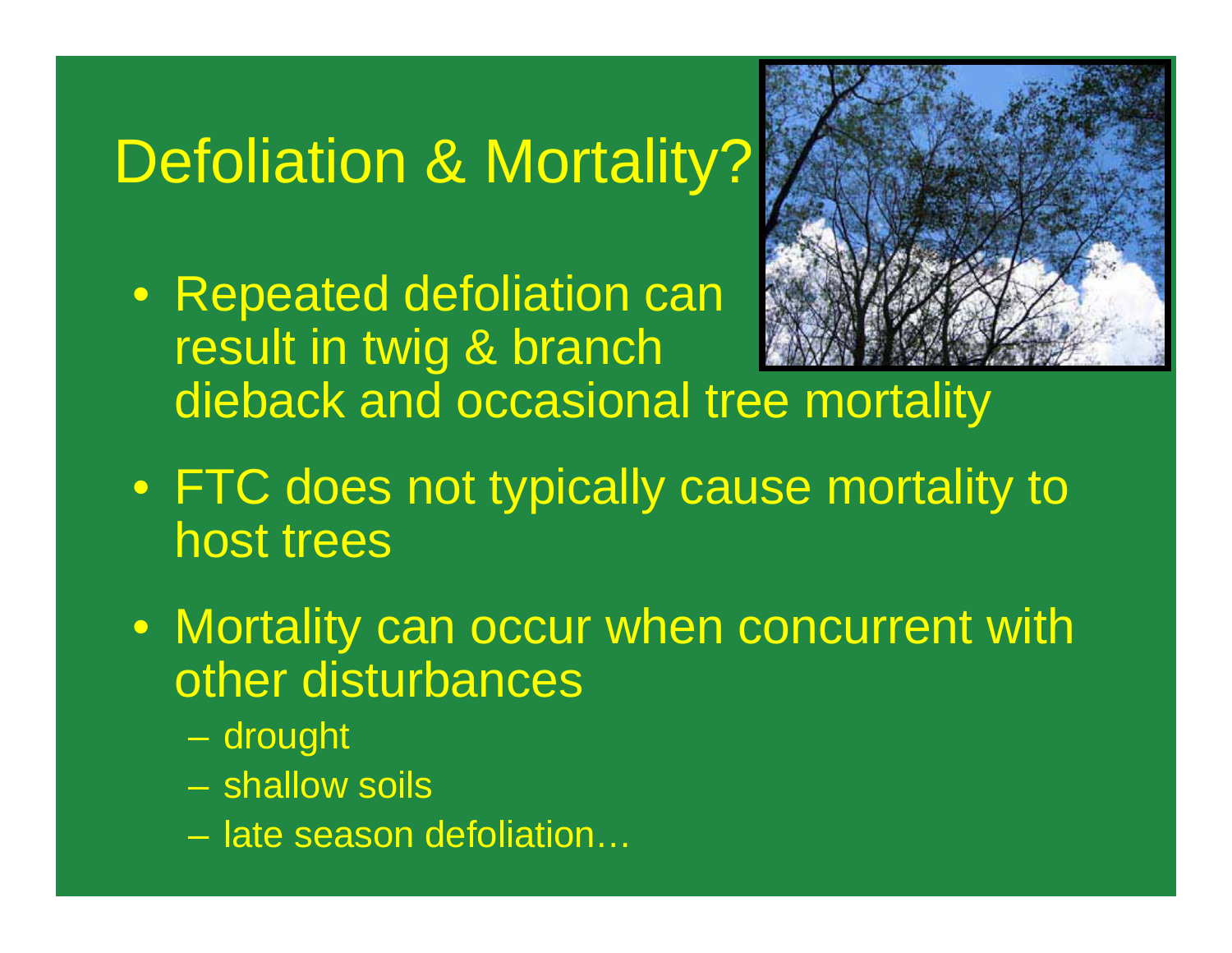# Defoliation & Mortality?

- Repeated defoliation can result in twig & branch dieback and occasional tree mortality
- FTC does not typically cause mortality to host trees
- Mortality can occur when concurrent with other disturbances
  - drought
  - shallow soils
  - late season defoliation…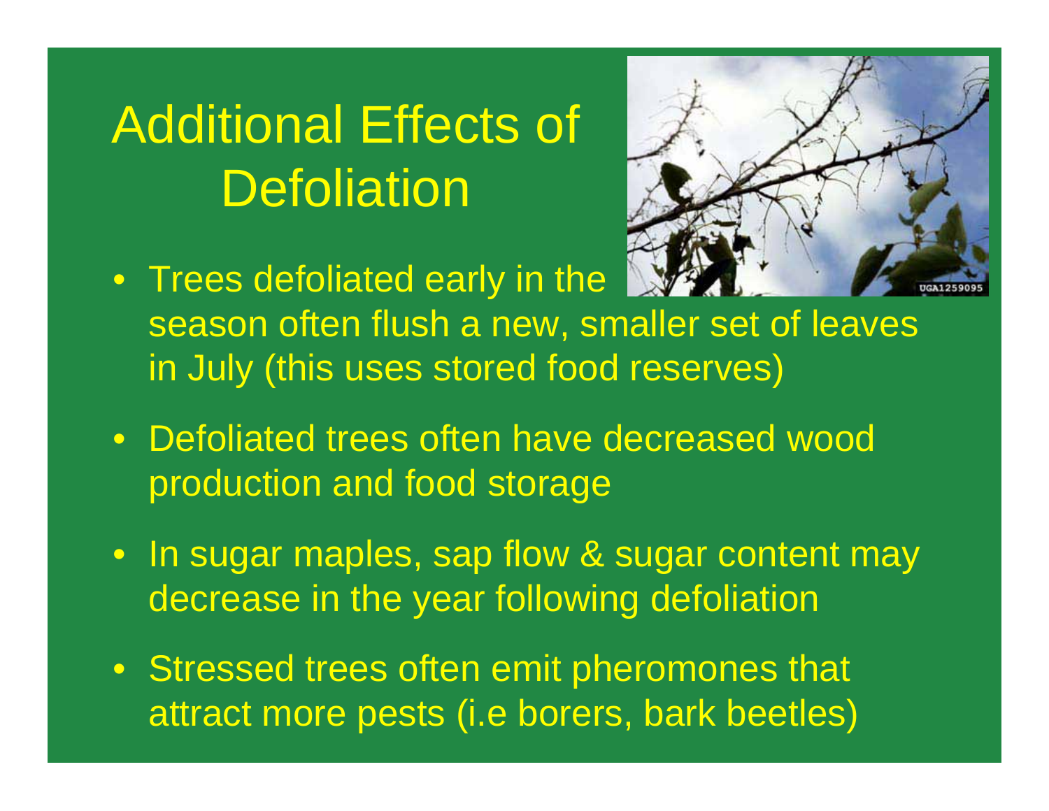# Additional Effects of Defoliation

- Trees defoliated early in the season often flush a new, smaller set of leaves in July (this uses stored food reserves)
- Defoliated trees often have decreased wood production and food storage
- In sugar maples, sap flow & sugar content may decrease in the year following defoliation
- Stressed trees often emit pheromones that attract more pests (i.e borers, bark beetles)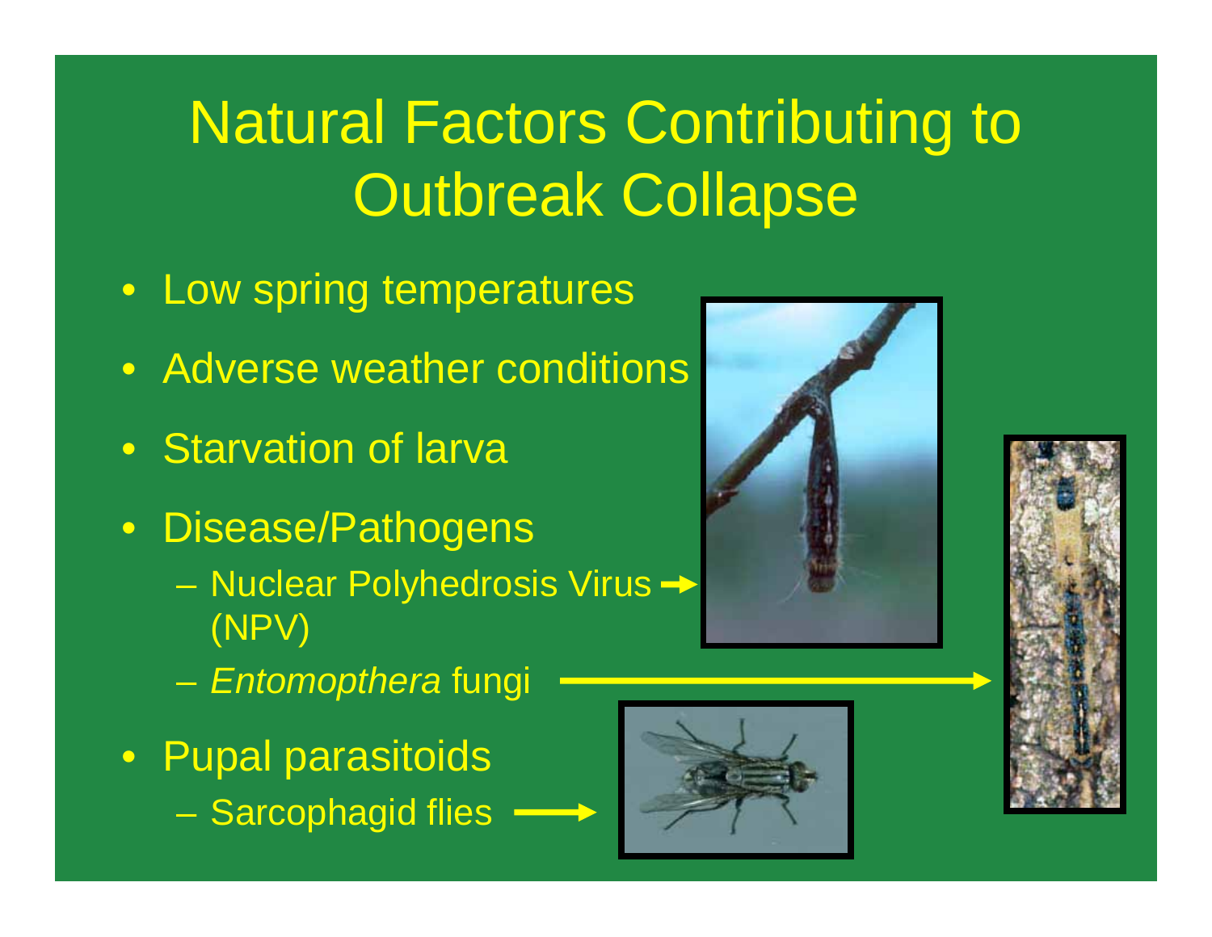# Natural Factors Contributing to Outbreak Collapse

- Low spring temperatures
- Adverse weather conditions
- Starvation of larva
- Disease/Pathogens
  - Nuclear Polyhedrosis Virus (NPV)
  - *Entomopthera* fungi
- Pupal parasitoids
  - Sarcophagid flies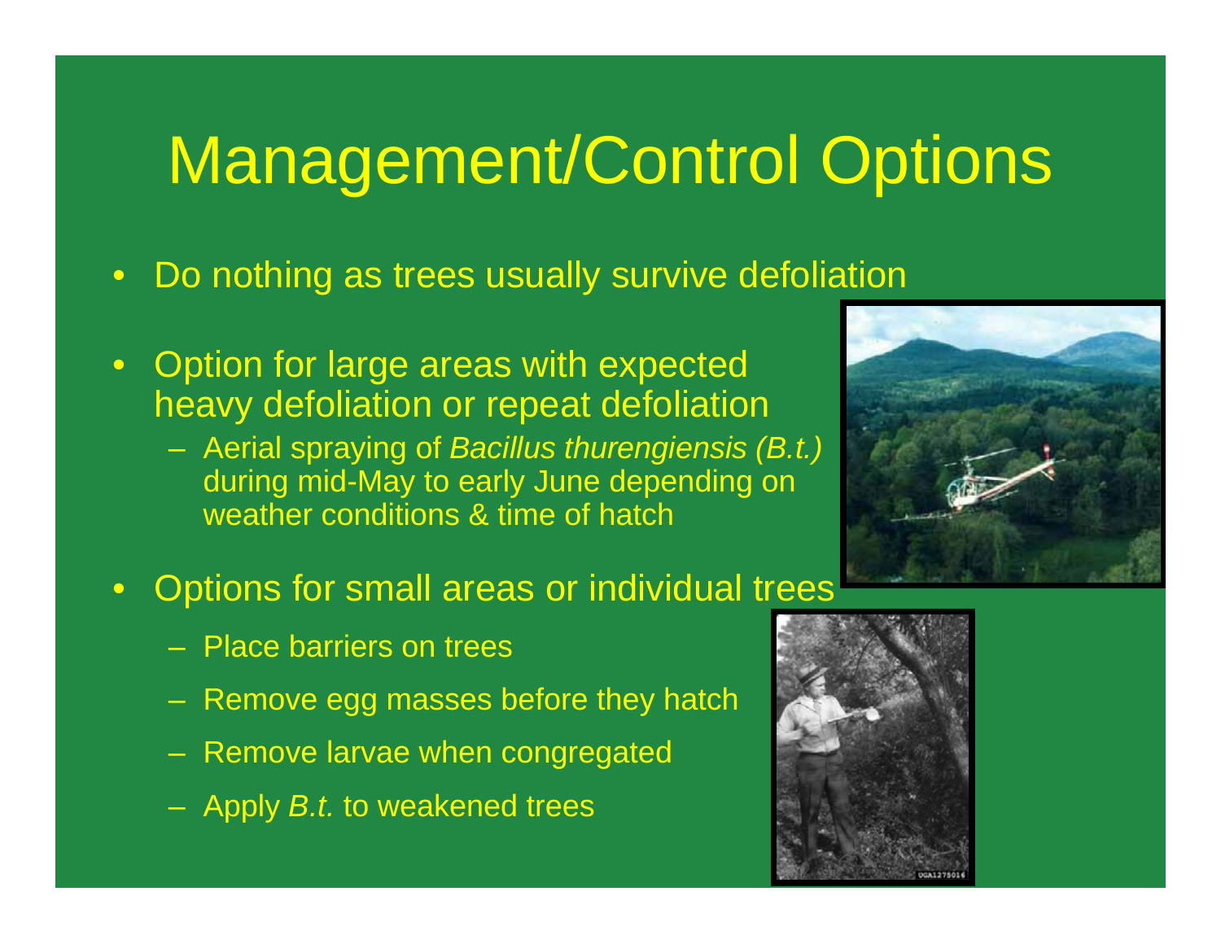# Management/Control Options

- Do nothing as trees usually survive defoliation
- Option for large areas with expected heavy defoliation or repeat defoliation
  - Aerial spraying of *Bacillus thurengiensis (B.t.)* during mid-May to early June depending on weather conditions & time of hatch
- Options for small areas or individual trees
  - Place barriers on trees
  - Remove egg masses before they hatch
  - Remove larvae when congregated
  - Apply *B.t.* to weakened trees